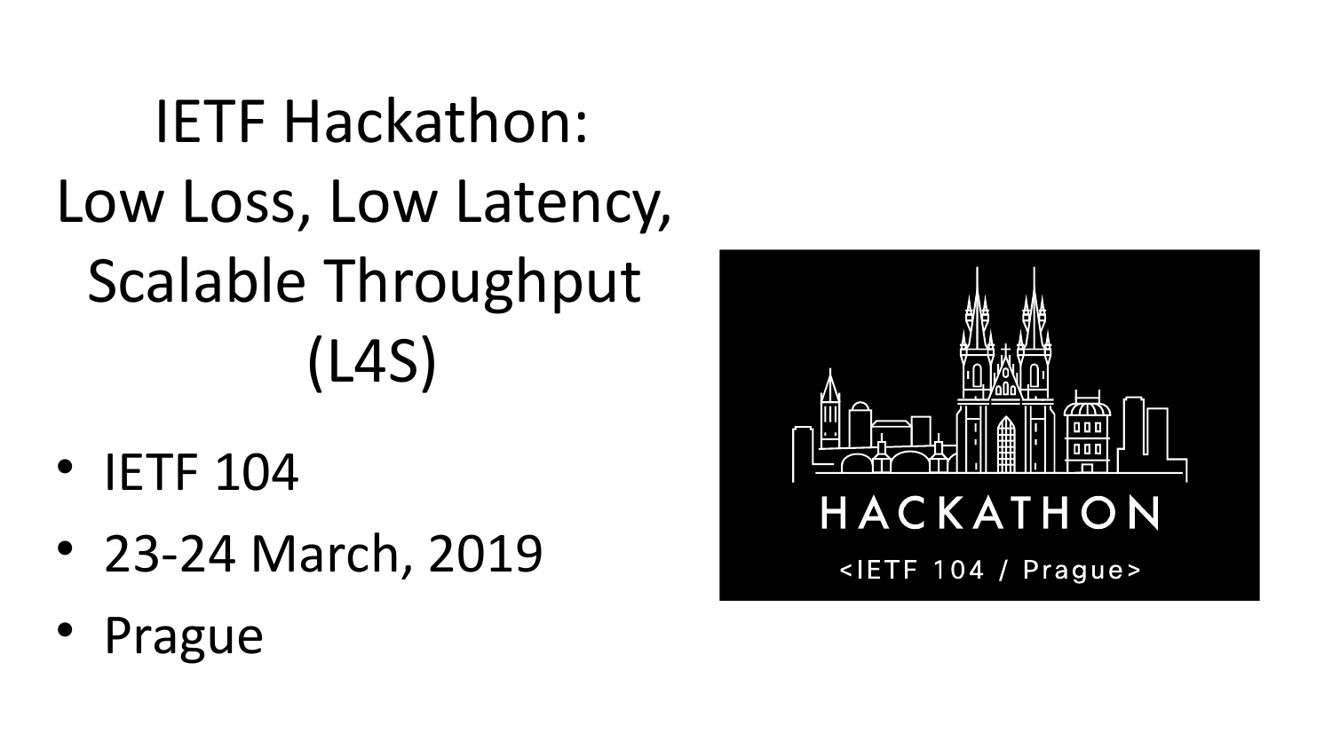# IETF Hackathon: Low Loss, Low Latency, Scalable Throughput (L4S)

- IETF 104
- 23-24 March, 2019
- Prague

HACKATHON

<IETF 104 / Prague>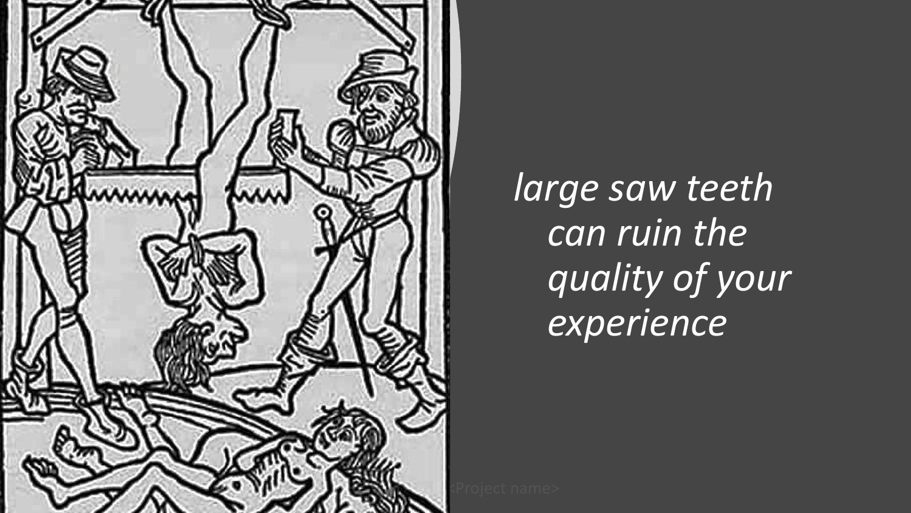*large saw teeth can ruin the quality of your experience*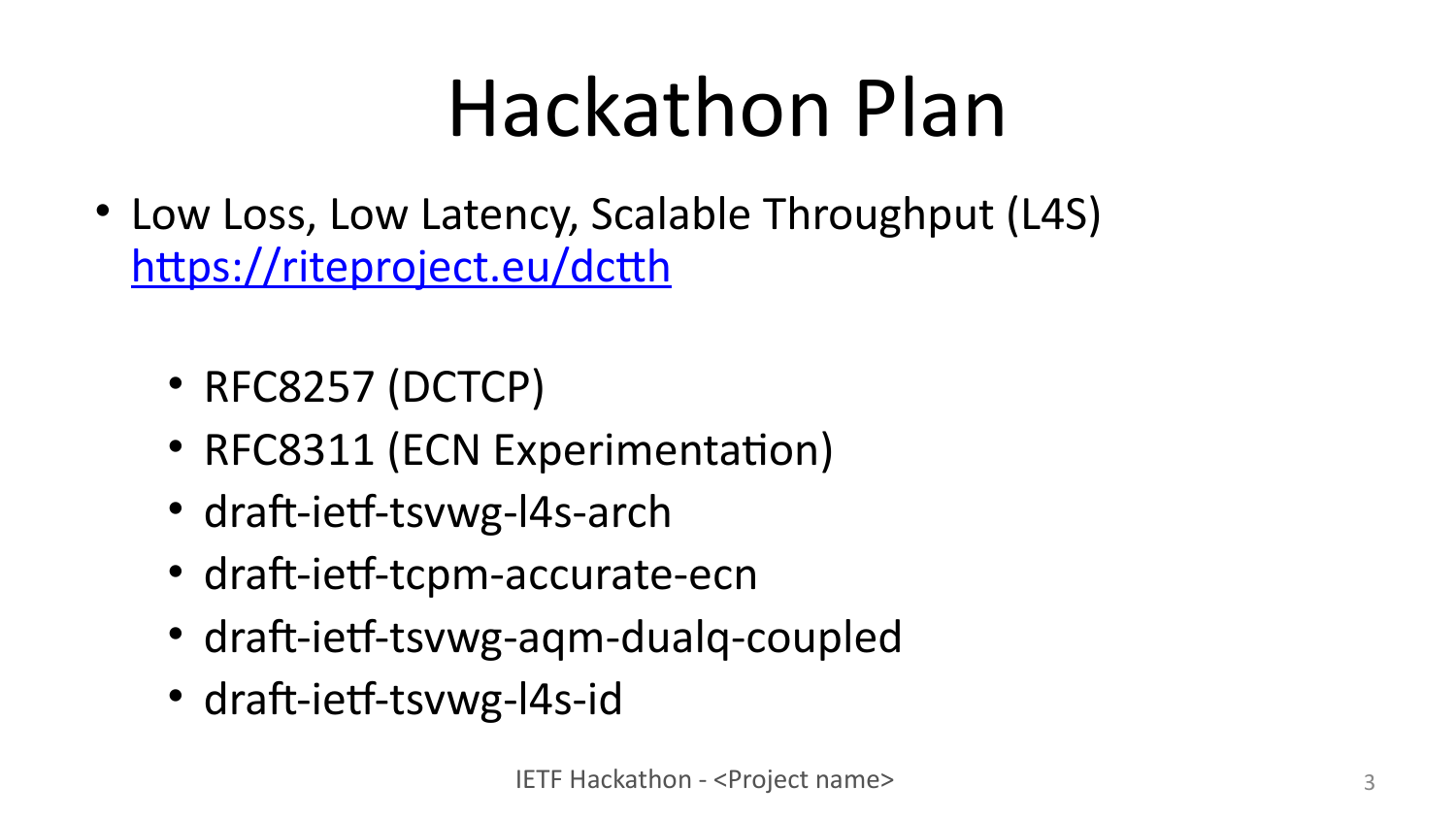# Hackathon Plan

- Low Loss, Low Latency, Scalable Throughput (L4S) https://riteproject.eu/dctth
  - RFC8257 (DCTCP)
  - RFC8311 (ECN Experimentation)
  - draft-ietf-tsvwg-l4s-arch
  - draft-ietf-tcpm-accurate-ecn
  - draft-ietf-tsvwg-aqm-dualq-coupled
  - draft-ietf-tsvwg-l4s-id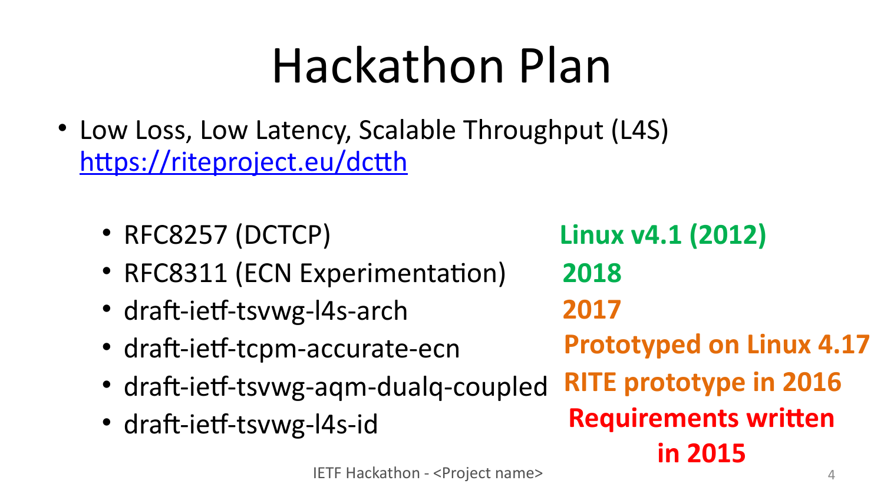# Hackathon Plan

- Low Loss, Low Latency, Scalable Throughput (L4S) [https://riteproject.eu/dctth](https://riteproject.eu/dctth)
  - RFC8257 (DCTCP) — **Linux v4.1 (2012)**
  - RFC8311 (ECN Experimentation) — **2018**
  - draft-ietf-tsvwg-l4s-arch — **2017**
  - draft-ietf-tcpm-accurate-ecn — **Prototyped on Linux 4.17**
  - draft-ietf-tsvwg-aqm-dualq-coupled — **RITE prototype in 2016**
  - draft-ietf-tsvwg-l4s-id — **Requirements written in 2015**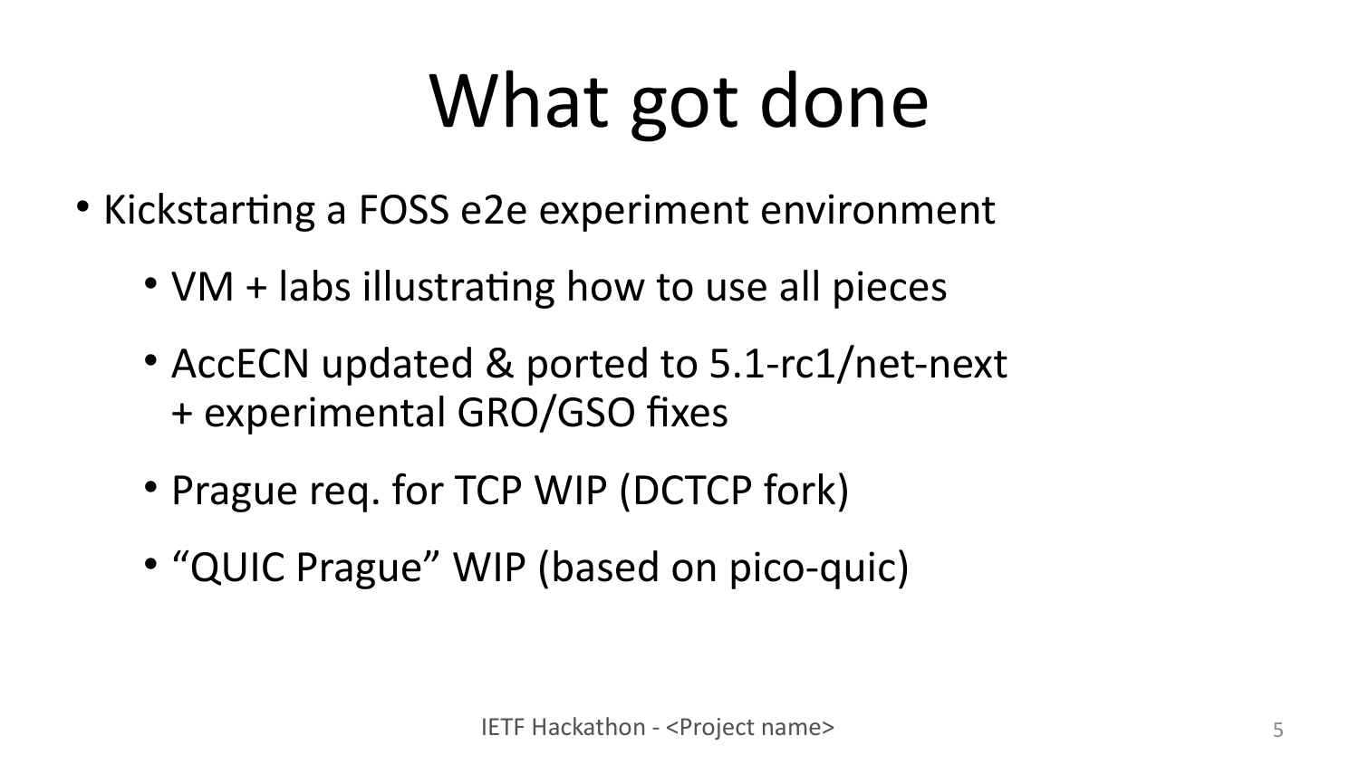# What got done

- Kickstarting a FOSS e2e experiment environment
  - VM + labs illustrating how to use all pieces
  - AccECN updated & ported to 5.1-rc1/net-next + experimental GRO/GSO fixes
  - Prague req. for TCP WIP (DCTCP fork)
  - "QUIC Prague" WIP (based on pico-quic)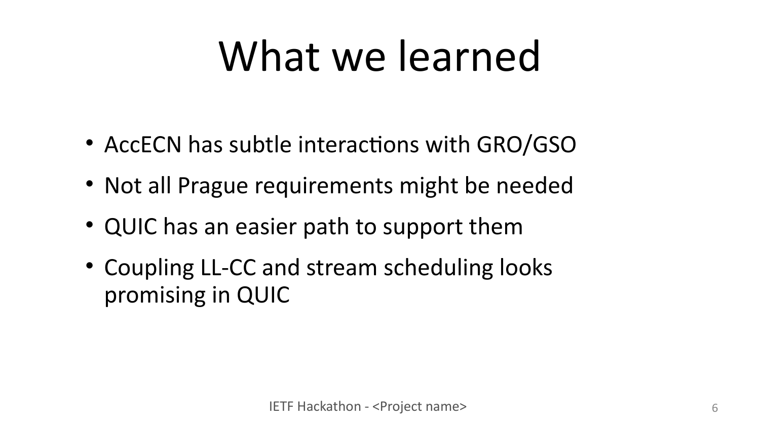# What we learned

- AccECN has subtle interactions with GRO/GSO
- Not all Prague requirements might be needed
- QUIC has an easier path to support them
- Coupling LL-CC and stream scheduling looks promising in QUIC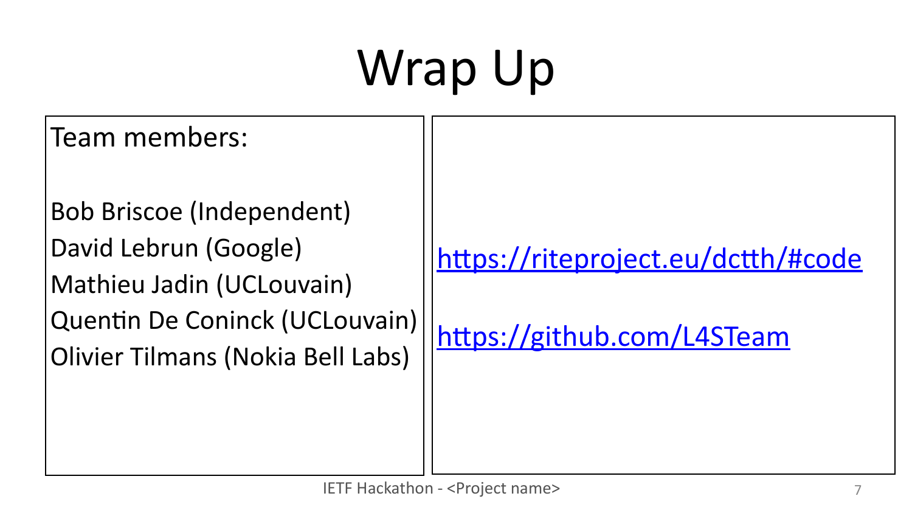# Wrap Up

Team members:

Bob Briscoe (Independent)
David Lebrun (Google)
Mathieu Jadin (UCLouvain)
Quentin De Coninck (UCLouvain)
Olivier Tilmans (Nokia Bell Labs)

https://riteproject.eu/dctth/#code

https://github.com/L4STeam